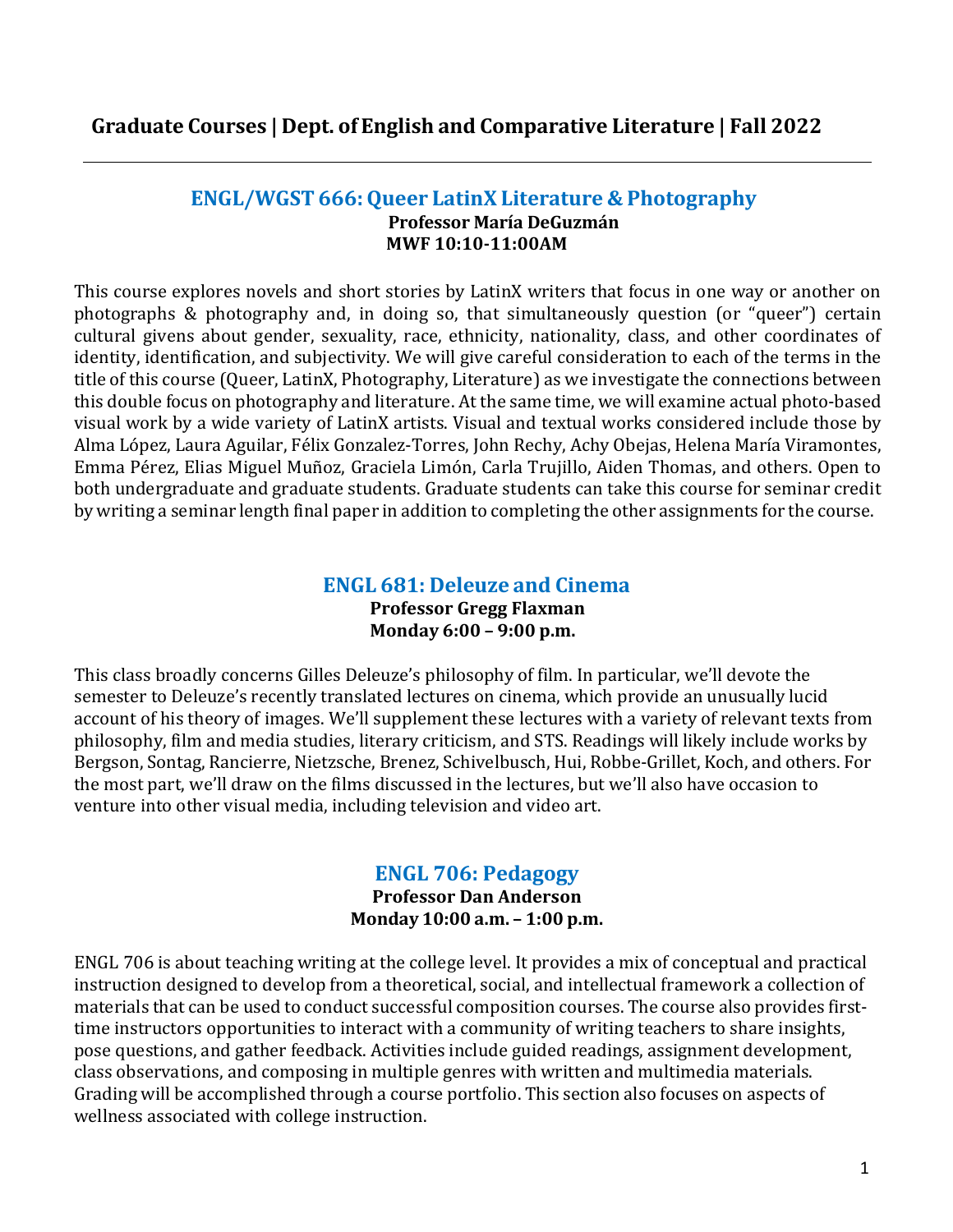# Graduate Courses | Dept. of English and Comparative Literature | Fall 2022

## ENGL/WGST 666: Queer LatinX Literature & Photography

**Professor María DeGuzmán**
**MWF 10:10-11:00AM**

This course explores novels and short stories by LatinX writers that focus in one way or another on photographs & photography and, in doing so, that simultaneously question (or "queer") certain cultural givens about gender, sexuality, race, ethnicity, nationality, class, and other coordinates of identity, identification, and subjectivity. We will give careful consideration to each of the terms in the title of this course (Queer, LatinX, Photography, Literature) as we investigate the connections between this double focus on photography and literature. At the same time, we will examine actual photo-based visual work by a wide variety of LatinX artists. Visual and textual works considered include those by Alma López, Laura Aguilar, Félix Gonzalez-Torres, John Rechy, Achy Obejas, Helena María Viramontes, Emma Pérez, Elias Miguel Muñoz, Graciela Limón, Carla Trujillo, Aiden Thomas, and others. Open to both undergraduate and graduate students. Graduate students can take this course for seminar credit by writing a seminar length final paper in addition to completing the other assignments for the course.

## ENGL 681: Deleuze and Cinema

**Professor Gregg Flaxman**
**Monday 6:00 – 9:00 p.m.**

This class broadly concerns Gilles Deleuze's philosophy of film. In particular, we'll devote the semester to Deleuze's recently translated lectures on cinema, which provide an unusually lucid account of his theory of images. We'll supplement these lectures with a variety of relevant texts from philosophy, film and media studies, literary criticism, and STS. Readings will likely include works by Bergson, Sontag, Rancierre, Nietzsche, Brenez, Schivelbusch, Hui, Robbe-Grillet, Koch, and others. For the most part, we'll draw on the films discussed in the lectures, but we'll also have occasion to venture into other visual media, including television and video art.

## ENGL 706: Pedagogy

**Professor Dan Anderson**
**Monday 10:00 a.m. – 1:00 p.m.**

ENGL 706 is about teaching writing at the college level. It provides a mix of conceptual and practical instruction designed to develop from a theoretical, social, and intellectual framework a collection of materials that can be used to conduct successful composition courses. The course also provides first-time instructors opportunities to interact with a community of writing teachers to share insights, pose questions, and gather feedback. Activities include guided readings, assignment development, class observations, and composing in multiple genres with written and multimedia materials. Grading will be accomplished through a course portfolio. This section also focuses on aspects of wellness associated with college instruction.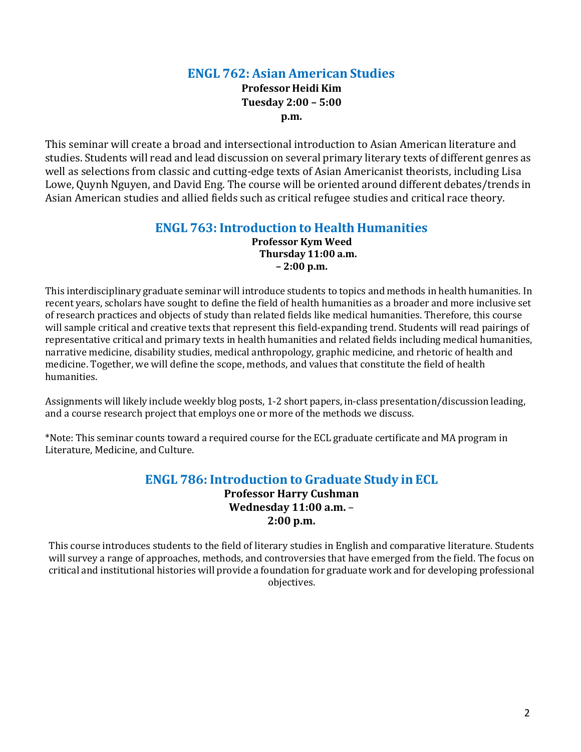## ENGL 762: Asian American Studies

**Professor Heidi Kim**
**Tuesday 2:00 – 5:00 p.m.**

This seminar will create a broad and intersectional introduction to Asian American literature and studies. Students will read and lead discussion on several primary literary texts of different genres as well as selections from classic and cutting-edge texts of Asian Americanist theorists, including Lisa Lowe, Quynh Nguyen, and David Eng. The course will be oriented around different debates/trends in Asian American studies and allied fields such as critical refugee studies and critical race theory.

## ENGL 763: Introduction to Health Humanities

**Professor Kym Weed**
**Thursday 11:00 a.m. – 2:00 p.m.**

This interdisciplinary graduate seminar will introduce students to topics and methods in health humanities. In recent years, scholars have sought to define the field of health humanities as a broader and more inclusive set of research practices and objects of study than related fields like medical humanities. Therefore, this course will sample critical and creative texts that represent this field-expanding trend. Students will read pairings of representative critical and primary texts in health humanities and related fields including medical humanities, narrative medicine, disability studies, medical anthropology, graphic medicine, and rhetoric of health and medicine. Together, we will define the scope, methods, and values that constitute the field of health humanities.

Assignments will likely include weekly blog posts, 1-2 short papers, in-class presentation/discussion leading, and a course research project that employs one or more of the methods we discuss.

*Note: This seminar counts toward a required course for the ECL graduate certificate and MA program in Literature, Medicine, and Culture.

## ENGL 786: Introduction to Graduate Study in ECL

**Professor Harry Cushman**
**Wednesday 11:00 a.m. – 2:00 p.m.**

This course introduces students to the field of literary studies in English and comparative literature. Students will survey a range of approaches, methods, and controversies that have emerged from the field. The focus on critical and institutional histories will provide a foundation for graduate work and for developing professional objectives.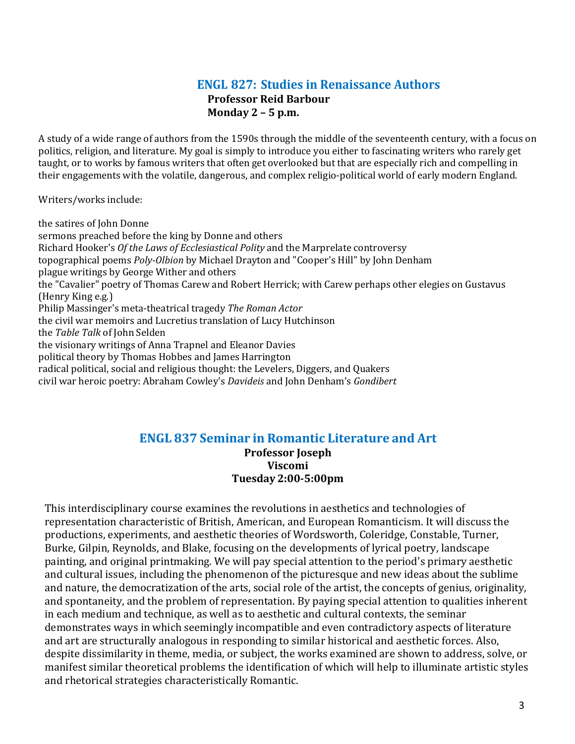## ENGL 827: Studies in Renaissance Authors

**Professor Reid Barbour**
**Monday 2 – 5 p.m.**

A study of a wide range of authors from the 1590s through the middle of the seventeenth century, with a focus on politics, religion, and literature. My goal is simply to introduce you either to fascinating writers who rarely get taught, or to works by famous writers that often get overlooked but that are especially rich and compelling in their engagements with the volatile, dangerous, and complex religio-political world of early modern England.

Writers/works include:

the satires of John Donne
sermons preached before the king by Donne and others
Richard Hooker's *Of the Laws of Ecclesiastical Polity* and the Marprelate controversy
topographical poems *Poly-Olbion* by Michael Drayton and "Cooper's Hill" by John Denham
plague writings by George Wither and others
the "Cavalier" poetry of Thomas Carew and Robert Herrick; with Carew perhaps other elegies on Gustavus (Henry King e.g.)
Philip Massinger's meta-theatrical tragedy *The Roman Actor*
the civil war memoirs and Lucretius translation of Lucy Hutchinson
the *Table Talk* of John Selden
the visionary writings of Anna Trapnel and Eleanor Davies
political theory by Thomas Hobbes and James Harrington
radical political, social and religious thought: the Levelers, Diggers, and Quakers
civil war heroic poetry: Abraham Cowley's *Davideis* and John Denham's *Gondibert*

## ENGL 837 Seminar in Romantic Literature and Art

**Professor Joseph Viscomi**
**Tuesday 2:00-5:00pm**

This interdisciplinary course examines the revolutions in aesthetics and technologies of representation characteristic of British, American, and European Romanticism. It will discuss the productions, experiments, and aesthetic theories of Wordsworth, Coleridge, Constable, Turner, Burke, Gilpin, Reynolds, and Blake, focusing on the developments of lyrical poetry, landscape painting, and original printmaking. We will pay special attention to the period's primary aesthetic and cultural issues, including the phenomenon of the picturesque and new ideas about the sublime and nature, the democratization of the arts, social role of the artist, the concepts of genius, originality, and spontaneity, and the problem of representation. By paying special attention to qualities inherent in each medium and technique, as well as to aesthetic and cultural contexts, the seminar demonstrates ways in which seemingly incompatible and even contradictory aspects of literature and art are structurally analogous in responding to similar historical and aesthetic forces. Also, despite dissimilarity in theme, media, or subject, the works examined are shown to address, solve, or manifest similar theoretical problems the identification of which will help to illuminate artistic styles and rhetorical strategies characteristically Romantic.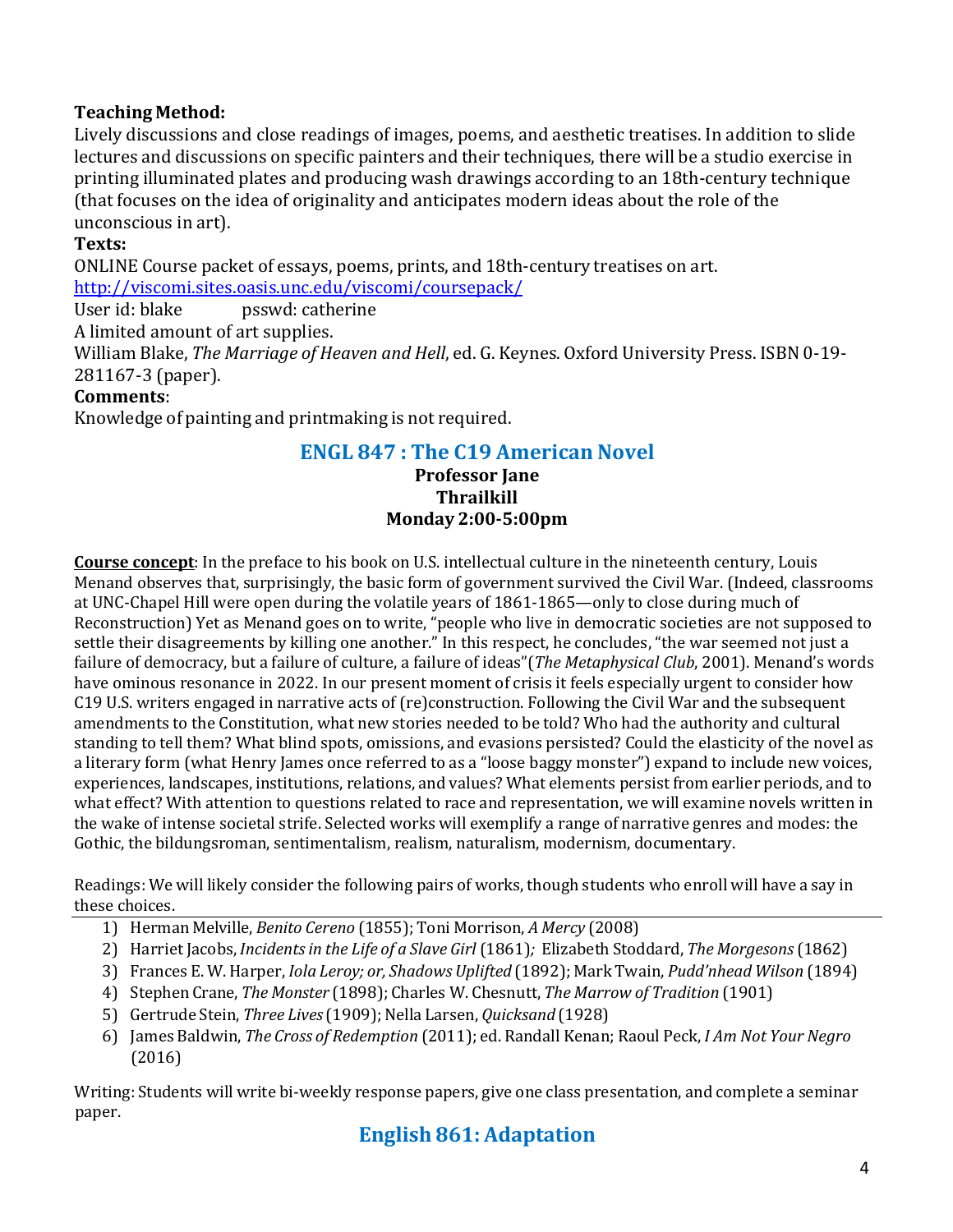**Teaching Method:**
Lively discussions and close readings of images, poems, and aesthetic treatises. In addition to slide lectures and discussions on specific painters and their techniques, there will be a studio exercise in printing illuminated plates and producing wash drawings according to an 18th-century technique (that focuses on the idea of originality and anticipates modern ideas about the role of the unconscious in art).

**Texts:**
ONLINE Course packet of essays, poems, prints, and 18th-century treatises on art.
[http://viscomi.sites.oasis.unc.edu/viscomi/coursepack/](http://viscomi.sites.oasis.unc.edu/viscomi/coursepack/)
User id: blake psswd: catherine
A limited amount of art supplies.
William Blake, *The Marriage of Heaven and Hell*, ed. G. Keynes. Oxford University Press. ISBN 0-19-281167-3 (paper).

**Comments**:
Knowledge of painting and printmaking is not required.

## ENGL 847 : The C19 American Novel

**Professor Jane Thrailkill**
**Monday 2:00-5:00pm**

**Course concept**: In the preface to his book on U.S. intellectual culture in the nineteenth century, Louis Menand observes that, surprisingly, the basic form of government survived the Civil War. (Indeed, classrooms at UNC-Chapel Hill were open during the volatile years of 1861-1865—only to close during much of Reconstruction) Yet as Menand goes on to write, "people who live in democratic societies are not supposed to settle their disagreements by killing one another." In this respect, he concludes, "the war seemed not just a failure of democracy, but a failure of culture, a failure of ideas"(*The Metaphysical Club*, 2001). Menand's words have ominous resonance in 2022. In our present moment of crisis it feels especially urgent to consider how C19 U.S. writers engaged in narrative acts of (re)construction. Following the Civil War and the subsequent amendments to the Constitution, what new stories needed to be told? Who had the authority and cultural standing to tell them? What blind spots, omissions, and evasions persisted? Could the elasticity of the novel as a literary form (what Henry James once referred to as a "loose baggy monster") expand to include new voices, experiences, landscapes, institutions, relations, and values? What elements persist from earlier periods, and to what effect? With attention to questions related to race and representation, we will examine novels written in the wake of intense societal strife. Selected works will exemplify a range of narrative genres and modes: the Gothic, the bildungsroman, sentimentalism, realism, naturalism, modernism, documentary.

Readings: We will likely consider the following pairs of works, though students who enroll will have a say in these choices.

1) Herman Melville, *Benito Cereno* (1855); Toni Morrison, *A Mercy* (2008)
2) Harriet Jacobs, *Incidents in the Life of a Slave Girl* (1861); Elizabeth Stoddard, *The Morgesons* (1862)
3) Frances E. W. Harper, *Iola Leroy; or, Shadows Uplifted* (1892); Mark Twain, *Pudd'nhead Wilson* (1894)
4) Stephen Crane, *The Monster* (1898); Charles W. Chesnutt, *The Marrow of Tradition* (1901)
5) Gertrude Stein, *Three Lives* (1909); Nella Larsen, *Quicksand* (1928)
6) James Baldwin, *The Cross of Redemption* (2011); ed. Randall Kenan; Raoul Peck, *I Am Not Your Negro* (2016)

Writing: Students will write bi-weekly response papers, give one class presentation, and complete a seminar paper.

## English 861: Adaptation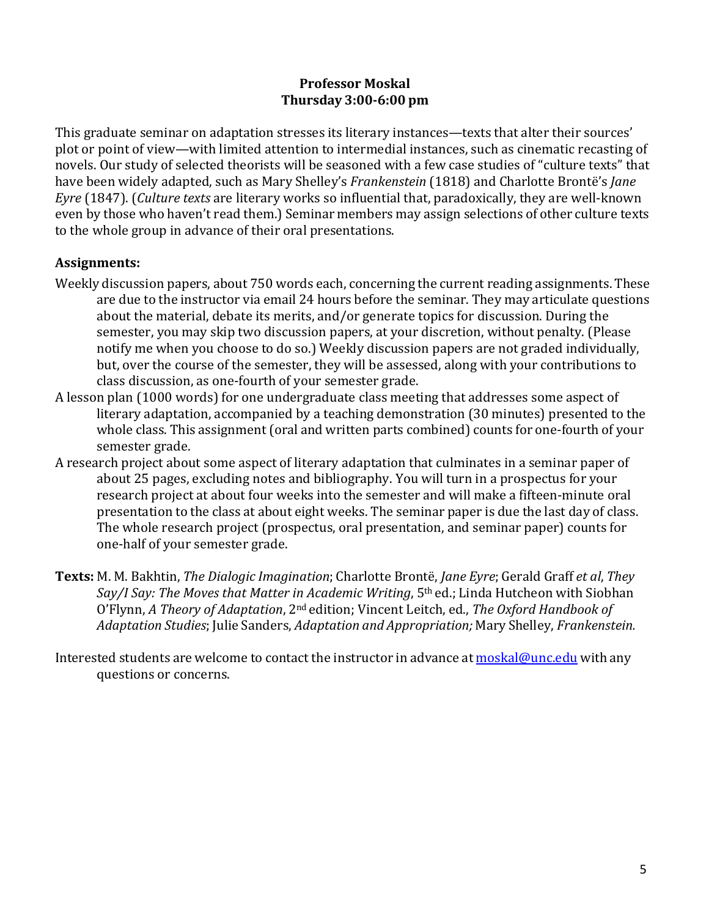**Professor Moskal**
**Thursday 3:00-6:00 pm**

This graduate seminar on adaptation stresses its literary instances—texts that alter their sources' plot or point of view—with limited attention to intermedial instances, such as cinematic recasting of novels. Our study of selected theorists will be seasoned with a few case studies of "culture texts" that have been widely adapted, such as Mary Shelley's *Frankenstein* (1818) and Charlotte Brontë's *Jane Eyre* (1847). (*Culture texts* are literary works so influential that, paradoxically, they are well-known even by those who haven't read them.) Seminar members may assign selections of other culture texts to the whole group in advance of their oral presentations.

**Assignments:**

Weekly discussion papers, about 750 words each, concerning the current reading assignments. These are due to the instructor via email 24 hours before the seminar. They may articulate questions about the material, debate its merits, and/or generate topics for discussion. During the semester, you may skip two discussion papers, at your discretion, without penalty. (Please notify me when you choose to do so.) Weekly discussion papers are not graded individually, but, over the course of the semester, they will be assessed, along with your contributions to class discussion, as one-fourth of your semester grade.

A lesson plan (1000 words) for one undergraduate class meeting that addresses some aspect of literary adaptation, accompanied by a teaching demonstration (30 minutes) presented to the whole class. This assignment (oral and written parts combined) counts for one-fourth of your semester grade.

A research project about some aspect of literary adaptation that culminates in a seminar paper of about 25 pages, excluding notes and bibliography. You will turn in a prospectus for your research project at about four weeks into the semester and will make a fifteen-minute oral presentation to the class at about eight weeks. The seminar paper is due the last day of class. The whole research project (prospectus, oral presentation, and seminar paper) counts for one-half of your semester grade.

**Texts:** M. M. Bakhtin, *The Dialogic Imagination*; Charlotte Brontë, *Jane Eyre*; Gerald Graff *et al*, *They Say/I Say: The Moves that Matter in Academic Writing*, 5th ed.; Linda Hutcheon with Siobhan O'Flynn, *A Theory of Adaptation*, 2nd edition; Vincent Leitch, ed., *The Oxford Handbook of Adaptation Studies*; Julie Sanders, *Adaptation and Appropriation;* Mary Shelley, *Frankenstein.*

Interested students are welcome to contact the instructor in advance at moskal@unc.edu with any questions or concerns.